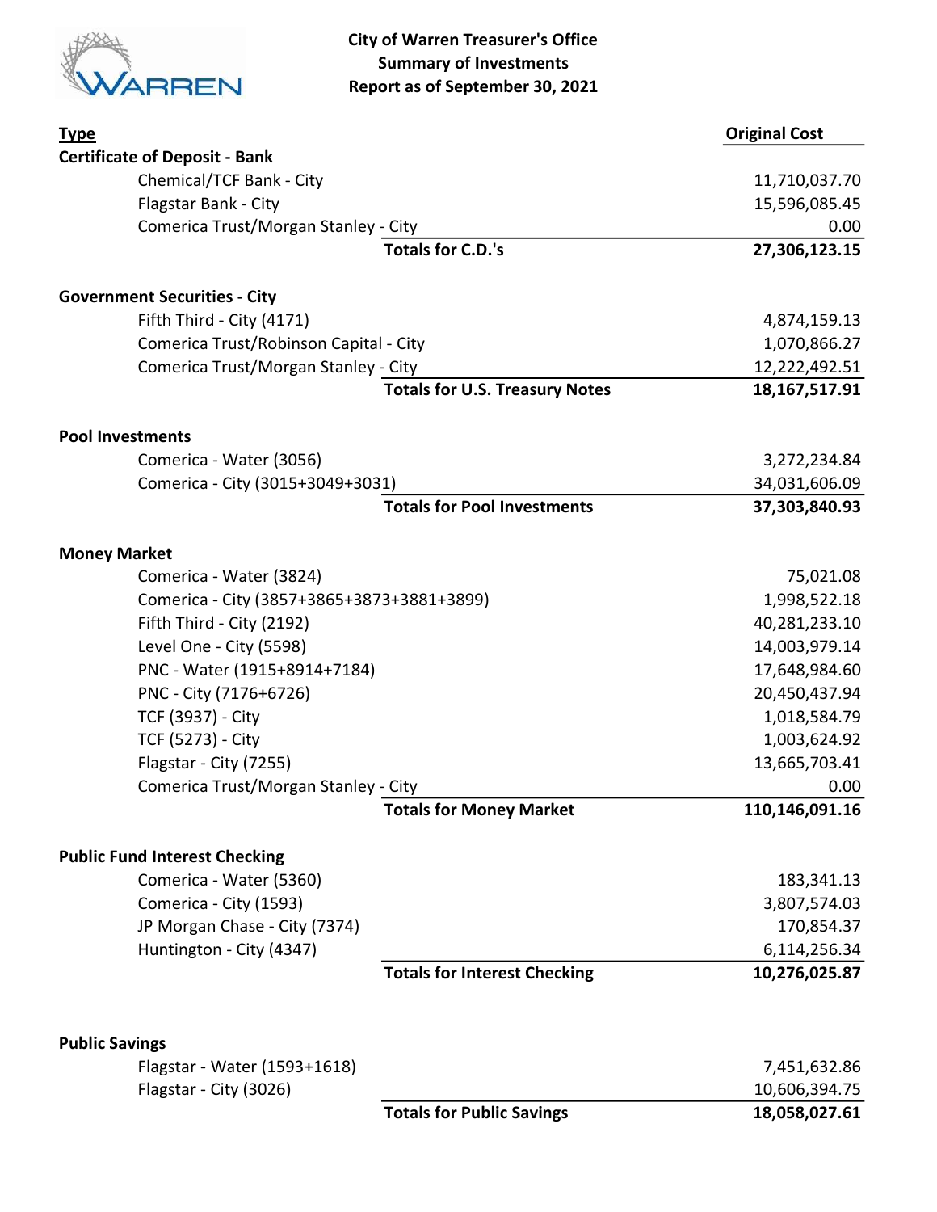# City of Warren Treasurer's Office
## Summary of Investments
## Report as of September 30, 2021

| Type | | Original Cost |
|---|---|---|
| **Certificate of Deposit - Bank** | | |
| Chemical/TCF Bank - City | | 11,710,037.70 |
| Flagstar Bank - City | | 15,596,085.45 |
| Comerica Trust/Morgan Stanley - City | | 0.00 |
| | **Totals for C.D.'s** | **27,306,123.15** |
| **Government Securities - City** | | |
| Fifth Third - City (4171) | | 4,874,159.13 |
| Comerica Trust/Robinson Capital - City | | 1,070,866.27 |
| Comerica Trust/Morgan Stanley - City | | 12,222,492.51 |
| | **Totals for U.S. Treasury Notes** | **18,167,517.91** |
| **Pool Investments** | | |
| Comerica - Water (3056) | | 3,272,234.84 |
| Comerica - City (3015+3049+3031) | | 34,031,606.09 |
| | **Totals for Pool Investments** | **37,303,840.93** |
| **Money Market** | | |
| Comerica - Water (3824) | | 75,021.08 |
| Comerica - City (3857+3865+3873+3881+3899) | | 1,998,522.18 |
| Fifth Third - City (2192) | | 40,281,233.10 |
| Level One - City (5598) | | 14,003,979.14 |
| PNC - Water (1915+8914+7184) | | 17,648,984.60 |
| PNC - City (7176+6726) | | 20,450,437.94 |
| TCF (3937) - City | | 1,018,584.79 |
| TCF (5273) - City | | 1,003,624.92 |
| Flagstar - City (7255) | | 13,665,703.41 |
| Comerica Trust/Morgan Stanley - City | | 0.00 |
| | **Totals for Money Market** | **110,146,091.16** |
| **Public Fund Interest Checking** | | |
| Comerica - Water (5360) | | 183,341.13 |
| Comerica - City (1593) | | 3,807,574.03 |
| JP Morgan Chase - City (7374) | | 170,854.37 |
| Huntington - City (4347) | | 6,114,256.34 |
| | **Totals for Interest Checking** | **10,276,025.87** |
| **Public Savings** | | |
| Flagstar - Water (1593+1618) | | 7,451,632.86 |
| Flagstar - City (3026) | | 10,606,394.75 |
| | **Totals for Public Savings** | **18,058,027.61** |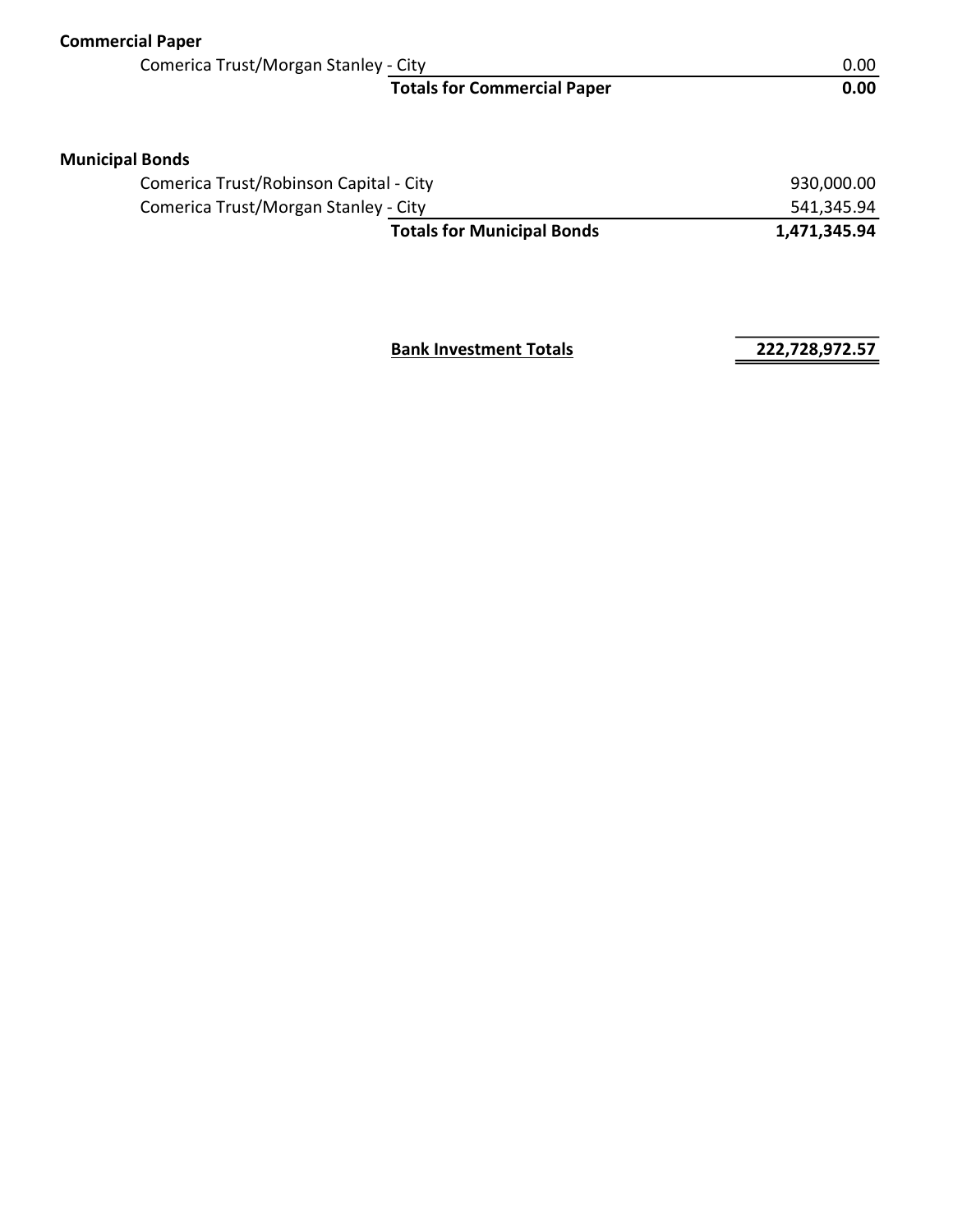**Commercial Paper**

| | |
|---|---:|
| Comerica Trust/Morgan Stanley - City | 0.00 |
| **Totals for Commercial Paper** | **0.00** |

**Municipal Bonds**

| | |
|---|---:|
| Comerica Trust/Robinson Capital - City | 930,000.00 |
| Comerica Trust/Morgan Stanley - City | 541,345.94 |
| **Totals for Municipal Bonds** | **1,471,345.94** |

| | |
|---|---:|
| **Bank Investment Totals** | **222,728,972.57** |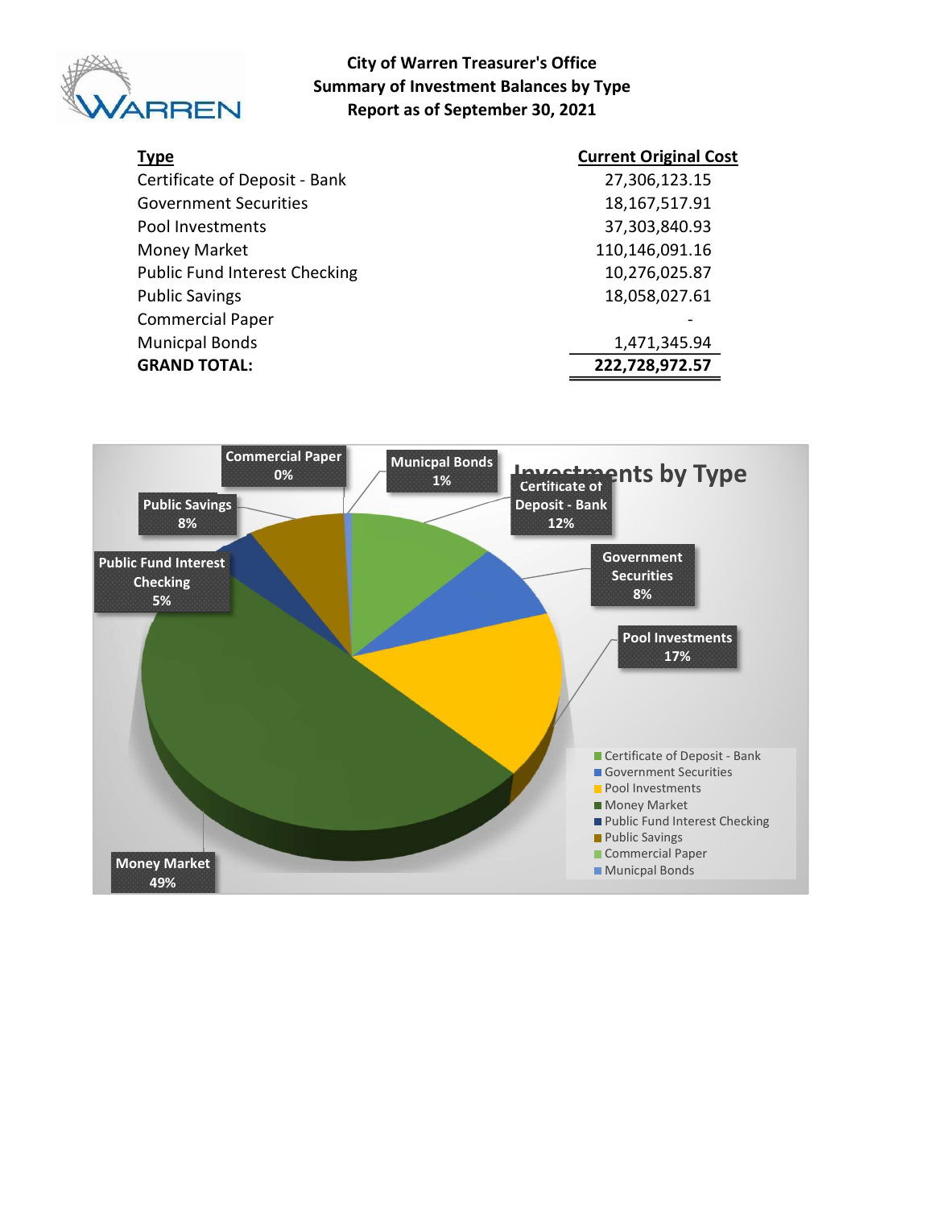**City of Warren Treasurer's Office**
**Summary of Investment Balances by Type**
**Report as of September 30, 2021**

| Type | Current Original Cost |
|---|---|
| Certificate of Deposit - Bank | 27,306,123.15 |
| Government Securities | 18,167,517.91 |
| Pool Investments | 37,303,840.93 |
| Money Market | 110,146,091.16 |
| Public Fund Interest Checking | 10,276,025.87 |
| Public Savings | 18,058,027.61 |
| Commercial Paper | - |
| Municpal Bonds | 1,471,345.94 |
| **GRAND TOTAL:** | **222,728,972.57** |

**Investments by Type**

| Type | Percent |
|---|---|
| Certificate of Deposit - Bank | 12% |
| Government Securities | 8% |
| Pool Investments | 17% |
| Money Market | 49% |
| Public Fund Interest Checking | 5% |
| Public Savings | 8% |
| Commercial Paper | 0% |
| Municpal Bonds | 1% |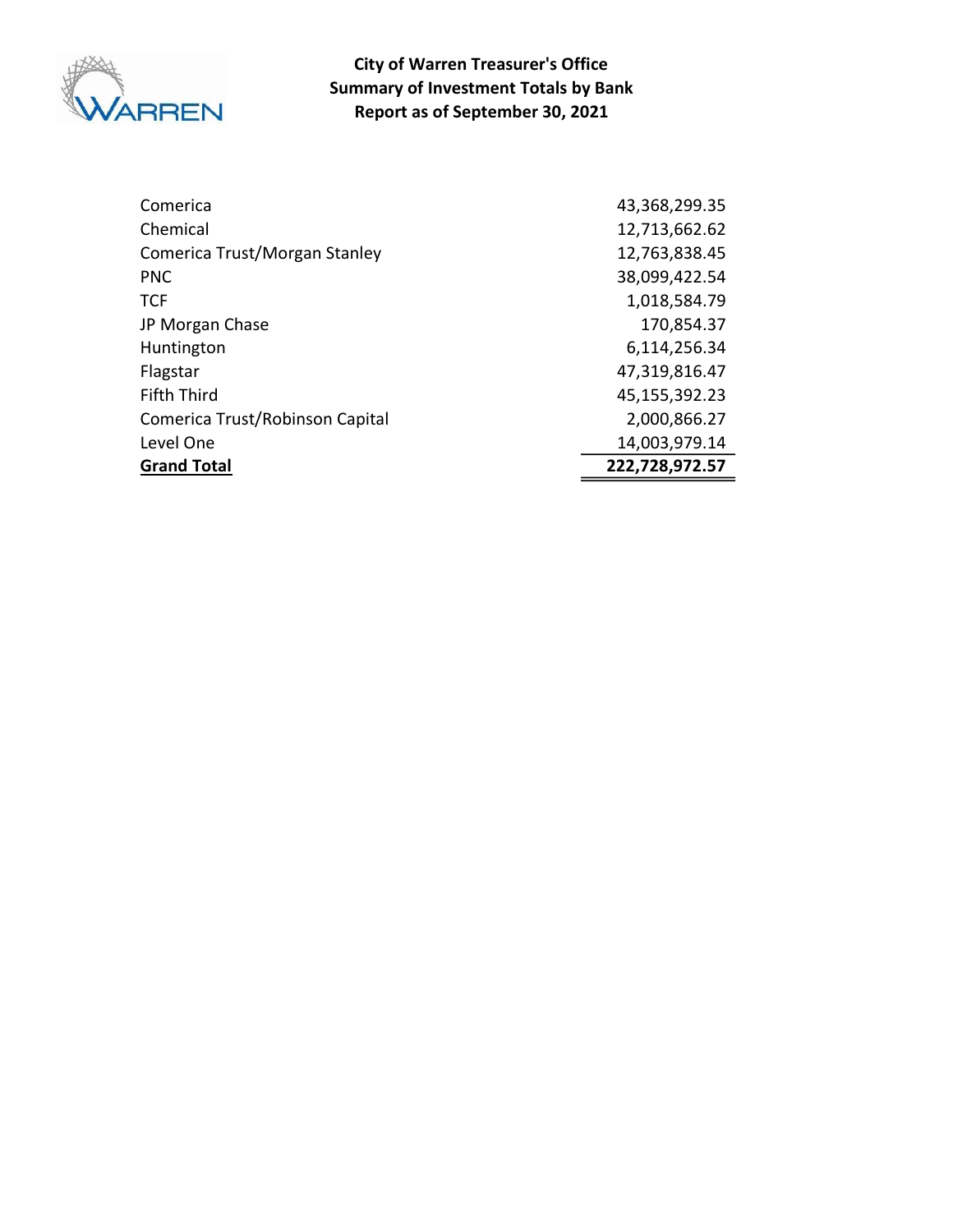# City of Warren Treasurer's Office
## Summary of Investment Totals by Bank
### Report as of September 30, 2021

| | |
|---|---:|
| Comerica | 43,368,299.35 |
| Chemical | 12,713,662.62 |
| Comerica Trust/Morgan Stanley | 12,763,838.45 |
| PNC | 38,099,422.54 |
| TCF | 1,018,584.79 |
| JP Morgan Chase | 170,854.37 |
| Huntington | 6,114,256.34 |
| Flagstar | 47,319,816.47 |
| Fifth Third | 45,155,392.23 |
| Comerica Trust/Robinson Capital | 2,000,866.27 |
| Level One | 14,003,979.14 |
| **Grand Total** | **222,728,972.57** |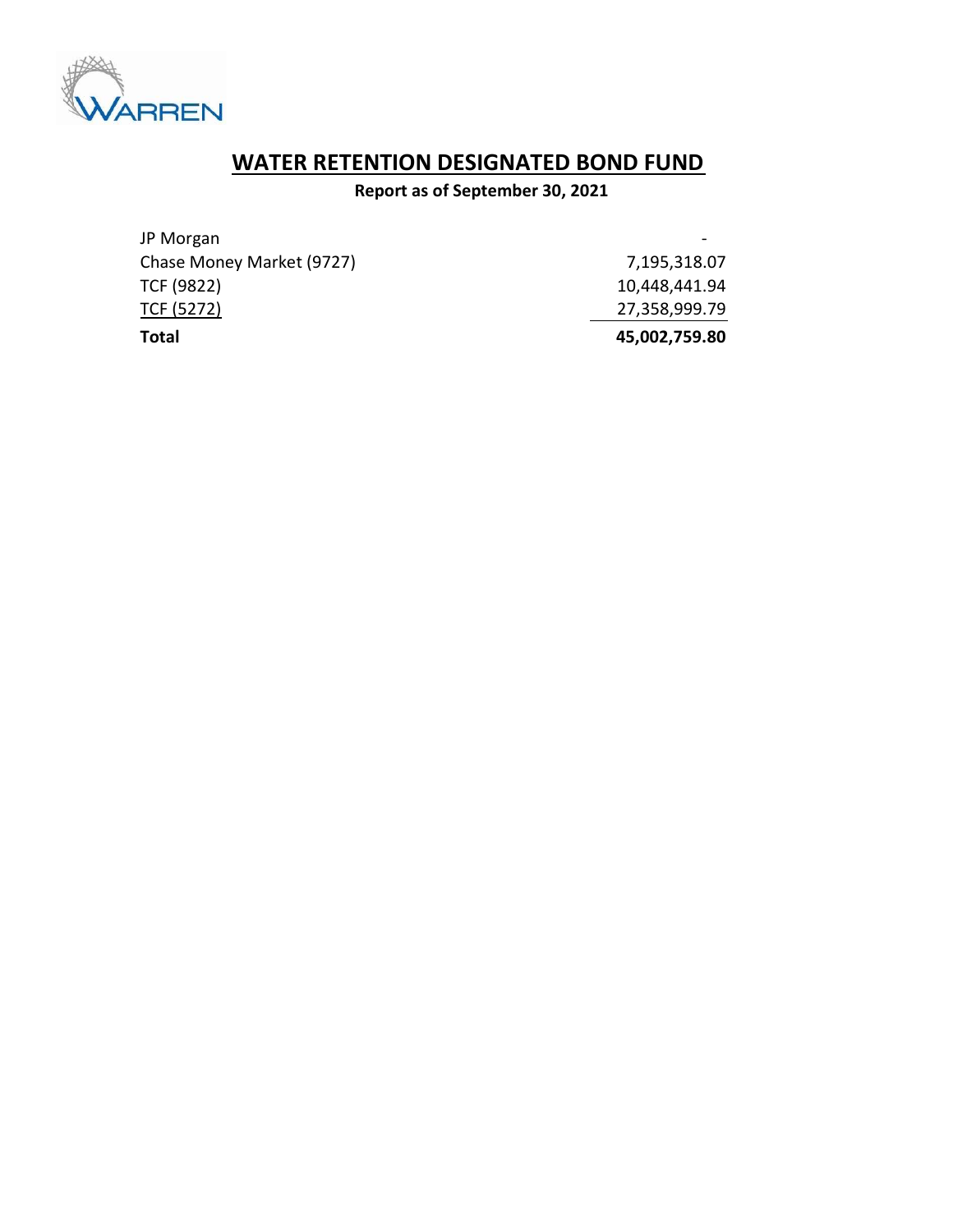# WATER RETENTION DESIGNATED BOND FUND

**Report as of September 30, 2021**

| | |
|---|---|
| JP Morgan | - |
| Chase Money Market (9727) | 7,195,318.07 |
| TCF (9822) | 10,448,441.94 |
| TCF (5272) | 27,358,999.79 |
| **Total** | **45,002,759.80** |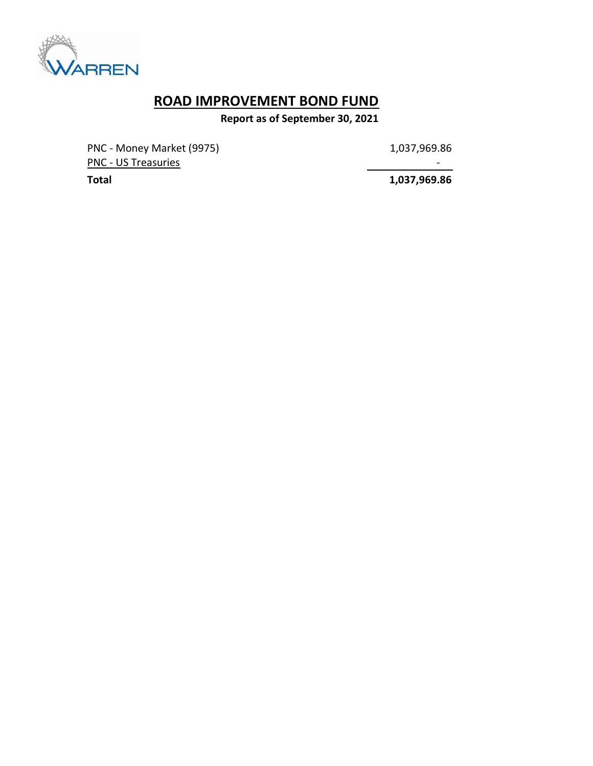WARREN

# ROAD IMPROVEMENT BOND FUND

**Report as of September 30, 2021**

| | |
|---|---|
| PNC - Money Market (9975) | 1,037,969.86 |
| PNC - US Treasuries | - |
| **Total** | **1,037,969.86** |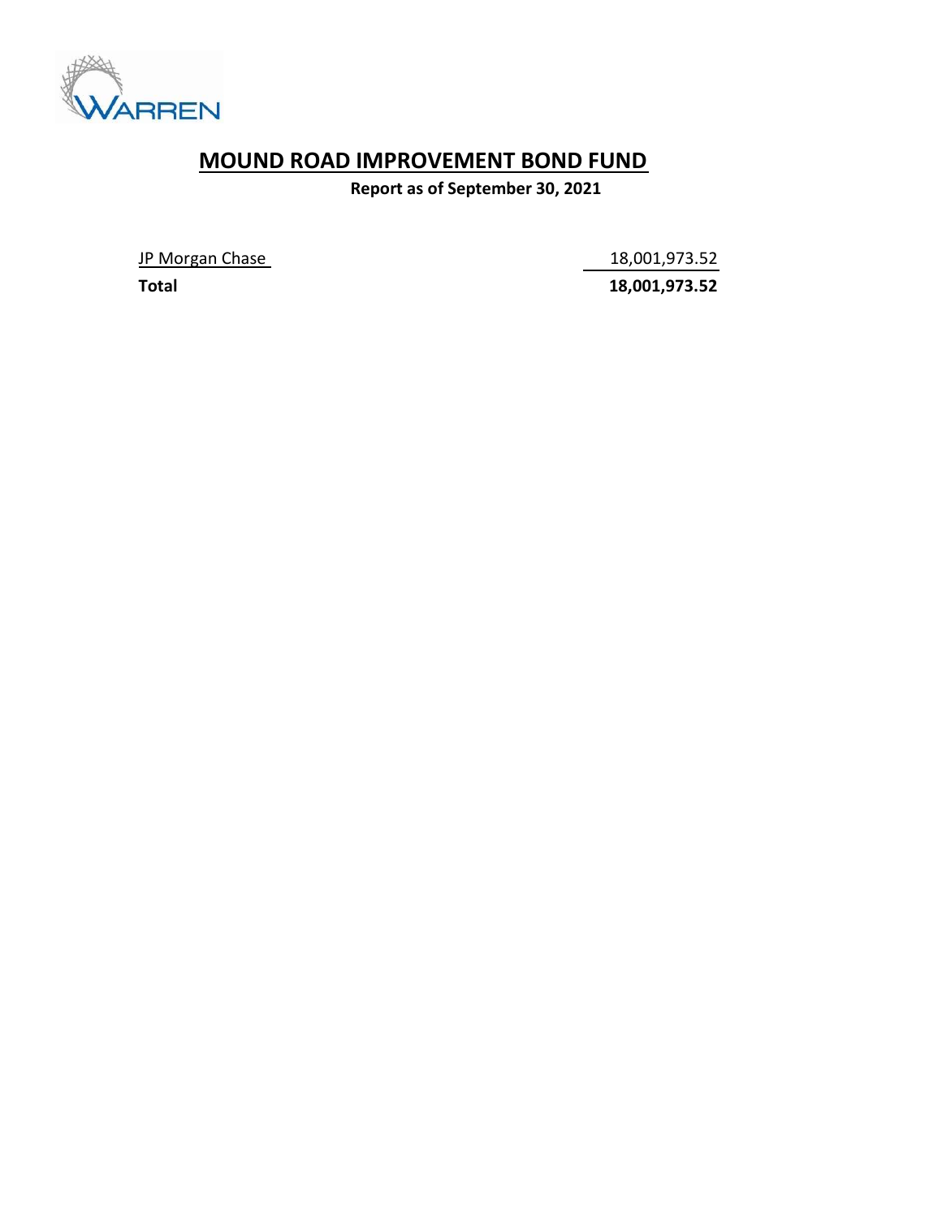# MOUND ROAD IMPROVEMENT BOND FUND

**Report as of September 30, 2021**

| | |
|---|---|
| JP Morgan Chase | 18,001,973.52 |
| **Total** | **18,001,973.52** |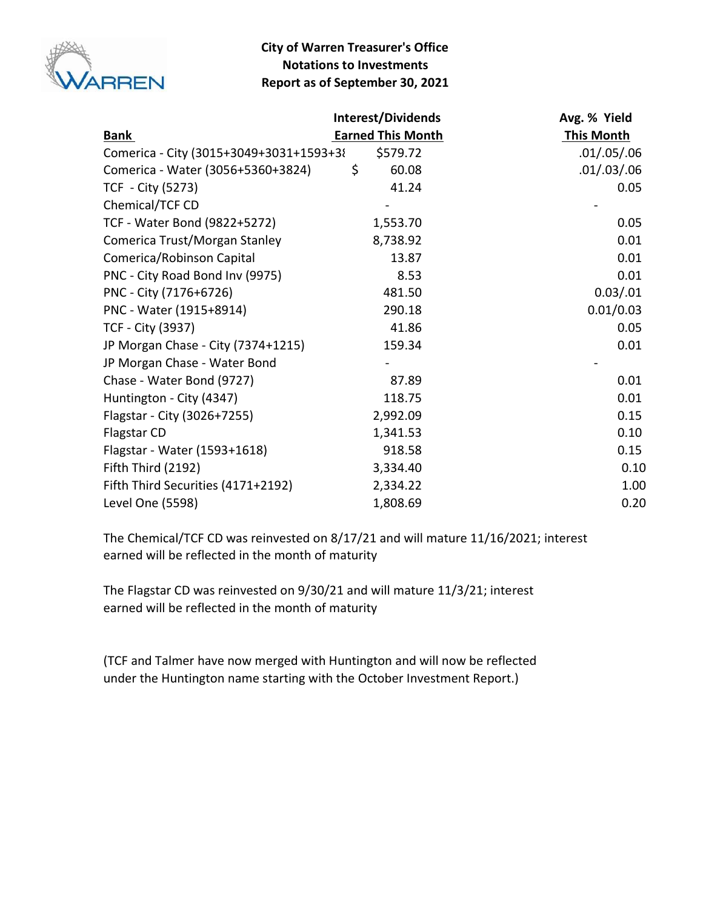**City of Warren Treasurer's Office**
**Notations to Investments**
**Report as of September 30, 2021**

| Bank | Interest/Dividends Earned This Month | Avg. % Yield This Month |
|---|---|---|
| Comerica - City (3015+3049+3031+1593+3{ | $579.72 | .01/.05/.06 |
| Comerica - Water (3056+5360+3824) | $ 60.08 | .01/.03/.06 |
| TCF - City (5273) | 41.24 | 0.05 |
| Chemical/TCF CD | - | - |
| TCF - Water Bond (9822+5272) | 1,553.70 | 0.05 |
| Comerica Trust/Morgan Stanley | 8,738.92 | 0.01 |
| Comerica/Robinson Capital | 13.87 | 0.01 |
| PNC - City Road Bond Inv (9975) | 8.53 | 0.01 |
| PNC - City (7176+6726) | 481.50 | 0.03/.01 |
| PNC - Water (1915+8914) | 290.18 | 0.01/0.03 |
| TCF - City (3937) | 41.86 | 0.05 |
| JP Morgan Chase - City (7374+1215) | 159.34 | 0.01 |
| JP Morgan Chase - Water Bond | - | - |
| Chase - Water Bond (9727) | 87.89 | 0.01 |
| Huntington - City (4347) | 118.75 | 0.01 |
| Flagstar - City (3026+7255) | 2,992.09 | 0.15 |
| Flagstar CD | 1,341.53 | 0.10 |
| Flagstar - Water (1593+1618) | 918.58 | 0.15 |
| Fifth Third (2192) | 3,334.40 | 0.10 |
| Fifth Third Securities (4171+2192) | 2,334.22 | 1.00 |
| Level One (5598) | 1,808.69 | 0.20 |

The Chemical/TCF CD was reinvested on 8/17/21 and will mature 11/16/2021; interest earned will be reflected in the month of maturity

The Flagstar CD was reinvested on 9/30/21 and will mature 11/3/21; interest earned will be reflected in the month of maturity

(TCF and Talmer have now merged with Huntington and will now be reflected under the Huntington name starting with the October Investment Report.)